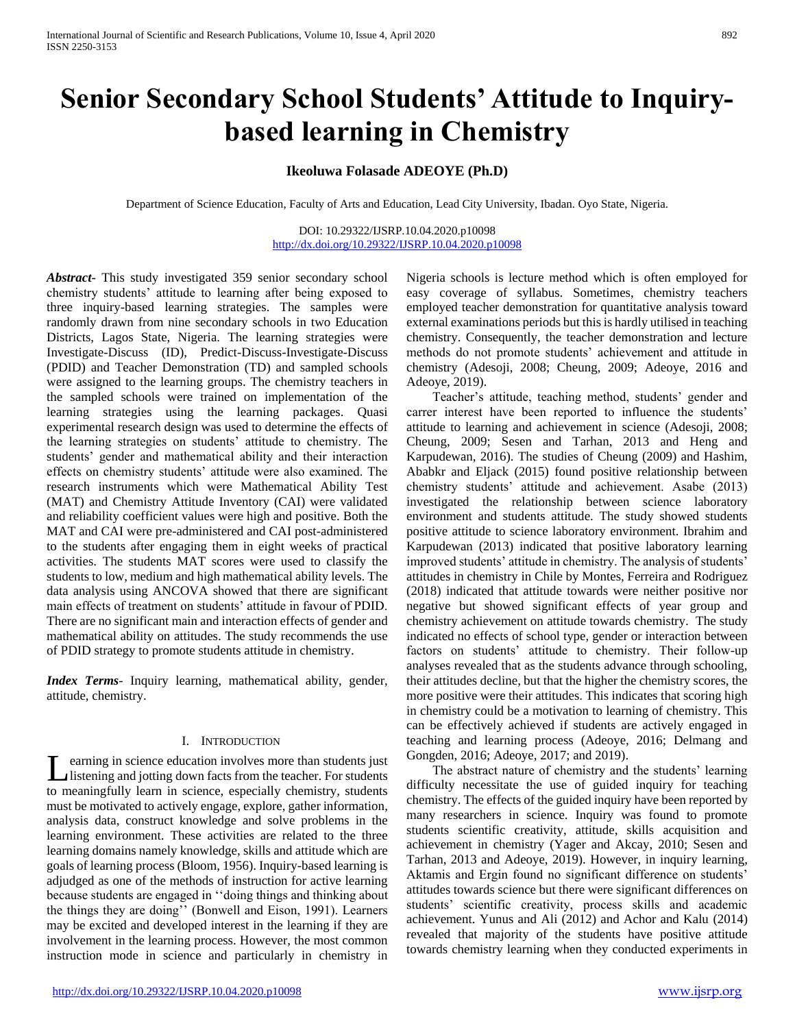# Senior Secondary School Students' Attitude to Inquiry-based learning in Chemistry

**Ikeoluwa Folasade ADEOYE (Ph.D)**

Department of Science Education, Faculty of Arts and Education, Lead City University, Ibadan. Oyo State, Nigeria.

DOI: 10.29322/IJSRP.10.04.2020.p10098
http://dx.doi.org/10.29322/IJSRP.10.04.2020.p10098

***Abstract***- This study investigated 359 senior secondary school chemistry students' attitude to learning after being exposed to three inquiry-based learning strategies. The samples were randomly drawn from nine secondary schools in two Education Districts, Lagos State, Nigeria. The learning strategies were Investigate-Discuss (ID), Predict-Discuss-Investigate-Discuss (PDID) and Teacher Demonstration (TD) and sampled schools were assigned to the learning groups. The chemistry teachers in the sampled schools were trained on implementation of the learning strategies using the learning packages. Quasi experimental research design was used to determine the effects of the learning strategies on students' attitude to chemistry. The students' gender and mathematical ability and their interaction effects on chemistry students' attitude were also examined. The research instruments which were Mathematical Ability Test (MAT) and Chemistry Attitude Inventory (CAI) were validated and reliability coefficient values were high and positive. Both the MAT and CAI were pre-administered and CAI post-administered to the students after engaging them in eight weeks of practical activities. The students MAT scores were used to classify the students to low, medium and high mathematical ability levels. The data analysis using ANCOVA showed that there are significant main effects of treatment on students' attitude in favour of PDID. There are no significant main and interaction effects of gender and mathematical ability on attitudes. The study recommends the use of PDID strategy to promote students attitude in chemistry.

***Index Terms***- Inquiry learning, mathematical ability, gender, attitude, chemistry.

## I. Introduction

Learning in science education involves more than students just listening and jotting down facts from the teacher. For students to meaningfully learn in science, especially chemistry, students must be motivated to actively engage, explore, gather information, analysis data, construct knowledge and solve problems in the learning environment. These activities are related to the three learning domains namely knowledge, skills and attitude which are goals of learning process (Bloom, 1956). Inquiry-based learning is adjudged as one of the methods of instruction for active learning because students are engaged in ''doing things and thinking about the things they are doing'' (Bonwell and Eison, 1991). Learners may be excited and developed interest in the learning if they are involvement in the learning process. However, the most common instruction mode in science and particularly in chemistry in Nigeria schools is lecture method which is often employed for easy coverage of syllabus. Sometimes, chemistry teachers employed teacher demonstration for quantitative analysis toward external examinations periods but this is hardly utilised in teaching chemistry. Consequently, the teacher demonstration and lecture methods do not promote students' achievement and attitude in chemistry (Adesoji, 2008; Cheung, 2009; Adeoye, 2016 and Adeoye, 2019).

Teacher's attitude, teaching method, students' gender and carrer interest have been reported to influence the students' attitude to learning and achievement in science (Adesoji, 2008; Cheung, 2009; Sesen and Tarhan, 2013 and Heng and Karpudewan, 2016). The studies of Cheung (2009) and Hashim, Ababkr and Eljack (2015) found positive relationship between chemistry students' attitude and achievement. Asabe (2013) investigated the relationship between science laboratory environment and students attitude. The study showed students positive attitude to science laboratory environment. Ibrahim and Karpudewan (2013) indicated that positive laboratory learning improved students' attitude in chemistry. The analysis of students' attitudes in chemistry in Chile by Montes, Ferreira and Rodriguez (2018) indicated that attitude towards were neither positive nor negative but showed significant effects of year group and chemistry achievement on attitude towards chemistry. The study indicated no effects of school type, gender or interaction between factors on students' attitude to chemistry. Their follow-up analyses revealed that as the students advance through schooling, their attitudes decline, but that the higher the chemistry scores, the more positive were their attitudes. This indicates that scoring high in chemistry could be a motivation to learning of chemistry. This can be effectively achieved if students are actively engaged in teaching and learning process (Adeoye, 2016; Delmang and Gongden, 2016; Adeoye, 2017; and 2019).

The abstract nature of chemistry and the students' learning difficulty necessitate the use of guided inquiry for teaching chemistry. The effects of the guided inquiry have been reported by many researchers in science. Inquiry was found to promote students scientific creativity, attitude, skills acquisition and achievement in chemistry (Yager and Akcay, 2010; Sesen and Tarhan, 2013 and Adeoye, 2019). However, in inquiry learning, Aktamis and Ergin found no significant difference on students' attitudes towards science but there were significant differences on students' scientific creativity, process skills and academic achievement. Yunus and Ali (2012) and Achor and Kalu (2014) revealed that majority of the students have positive attitude towards chemistry learning when they conducted experiments in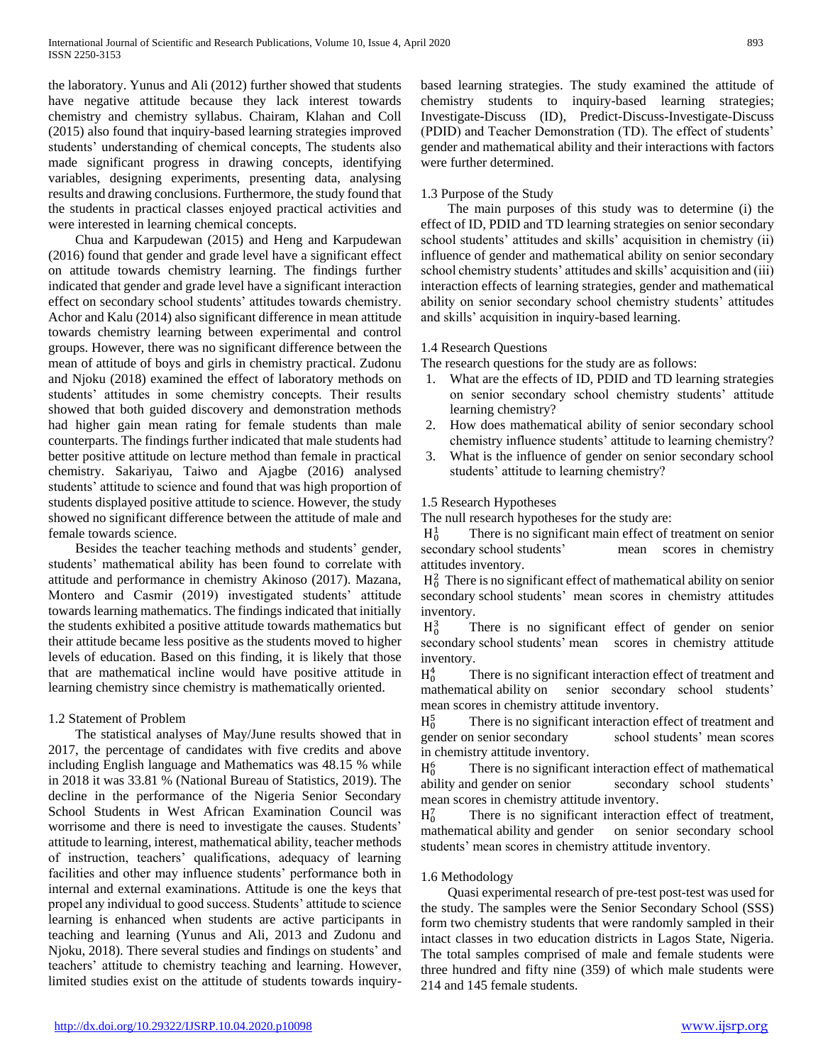the laboratory. Yunus and Ali (2012) further showed that students have negative attitude because they lack interest towards chemistry and chemistry syllabus. Chairam, Klahan and Coll (2015) also found that inquiry-based learning strategies improved students' understanding of chemical concepts, The students also made significant progress in drawing concepts, identifying variables, designing experiments, presenting data, analysing results and drawing conclusions. Furthermore, the study found that the students in practical classes enjoyed practical activities and were interested in learning chemical concepts.

Chua and Karpudewan (2015) and Heng and Karpudewan (2016) found that gender and grade level have a significant effect on attitude towards chemistry learning. The findings further indicated that gender and grade level have a significant interaction effect on secondary school students' attitudes towards chemistry. Achor and Kalu (2014) also significant difference in mean attitude towards chemistry learning between experimental and control groups. However, there was no significant difference between the mean of attitude of boys and girls in chemistry practical. Zudonu and Njoku (2018) examined the effect of laboratory methods on students' attitudes in some chemistry concepts. Their results showed that both guided discovery and demonstration methods had higher gain mean rating for female students than male counterparts. The findings further indicated that male students had better positive attitude on lecture method than female in practical chemistry. Sakariyau, Taiwo and Ajagbe (2016) analysed students' attitude to science and found that was high proportion of students displayed positive attitude to science. However, the study showed no significant difference between the attitude of male and female towards science.

Besides the teacher teaching methods and students' gender, students' mathematical ability has been found to correlate with attitude and performance in chemistry Akinoso (2017). Mazana, Montero and Casmir (2019) investigated students' attitude towards learning mathematics. The findings indicated that initially the students exhibited a positive attitude towards mathematics but their attitude became less positive as the students moved to higher levels of education. Based on this finding, it is likely that those that are mathematical incline would have positive attitude in learning chemistry since chemistry is mathematically oriented.

## 1.2 Statement of Problem

The statistical analyses of May/June results showed that in 2017, the percentage of candidates with five credits and above including English language and Mathematics was 48.15 % while in 2018 it was 33.81 % (National Bureau of Statistics, 2019). The decline in the performance of the Nigeria Senior Secondary School Students in West African Examination Council was worrisome and there is need to investigate the causes. Students' attitude to learning, interest, mathematical ability, teacher methods of instruction, teachers' qualifications, adequacy of learning facilities and other may influence students' performance both in internal and external examinations. Attitude is one the keys that propel any individual to good success. Students' attitude to science learning is enhanced when students are active participants in teaching and learning (Yunus and Ali, 2013 and Zudonu and Njoku, 2018). There several studies and findings on students' and teachers' attitude to chemistry teaching and learning. However, limited studies exist on the attitude of students towards inquiry-based learning strategies. The study examined the attitude of chemistry students to inquiry-based learning strategies; Investigate-Discuss (ID), Predict-Discuss-Investigate-Discuss (PDID) and Teacher Demonstration (TD). The effect of students' gender and mathematical ability and their interactions with factors were further determined.

## 1.3 Purpose of the Study

The main purposes of this study was to determine (i) the effect of ID, PDID and TD learning strategies on senior secondary school students' attitudes and skills' acquisition in chemistry (ii) influence of gender and mathematical ability on senior secondary school chemistry students' attitudes and skills' acquisition and (iii) interaction effects of learning strategies, gender and mathematical ability on senior secondary school chemistry students' attitudes and skills' acquisition in inquiry-based learning.

## 1.4 Research Questions

The research questions for the study are as follows:

1. What are the effects of ID, PDID and TD learning strategies on senior secondary school chemistry students' attitude learning chemistry?
2. How does mathematical ability of senior secondary school chemistry students influence students' attitude to learning chemistry?
3. What is the influence of gender on senior secondary school students' attitude to learning chemistry?

## 1.5 Research Hypotheses

The null research hypotheses for the study are:

$H_0^1$ There is no significant main effect of treatment on senior secondary school students' mean scores in chemistry attitudes inventory.

$H_0^2$ There is no significant effect of mathematical ability on senior secondary school students' mean scores in chemistry attitudes inventory.

$H_0^3$ There is no significant effect of gender on senior secondary school students' mean scores in chemistry attitude inventory.

$H_0^4$ There is no significant interaction effect of treatment and mathematical ability on senior secondary school students' mean scores in chemistry attitude inventory.

$H_0^5$ There is no significant interaction effect of treatment and gender on senior secondary school students' mean scores in chemistry attitude inventory.

$H_0^6$ There is no significant interaction effect of mathematical ability and gender on senior secondary school students' mean scores in chemistry attitude inventory.

$H_0^7$ There is no significant interaction effect of treatment, mathematical ability and gender on senior secondary school students' mean scores in chemistry attitude inventory.

## 1.6 Methodology

Quasi experimental research of pre-test post-test was used for the study. The samples were the Senior Secondary School (SSS) form two chemistry students that were randomly sampled in their intact classes in two education districts in Lagos State, Nigeria. The total samples comprised of male and female students were three hundred and fifty nine (359) of which male students were 214 and 145 female students.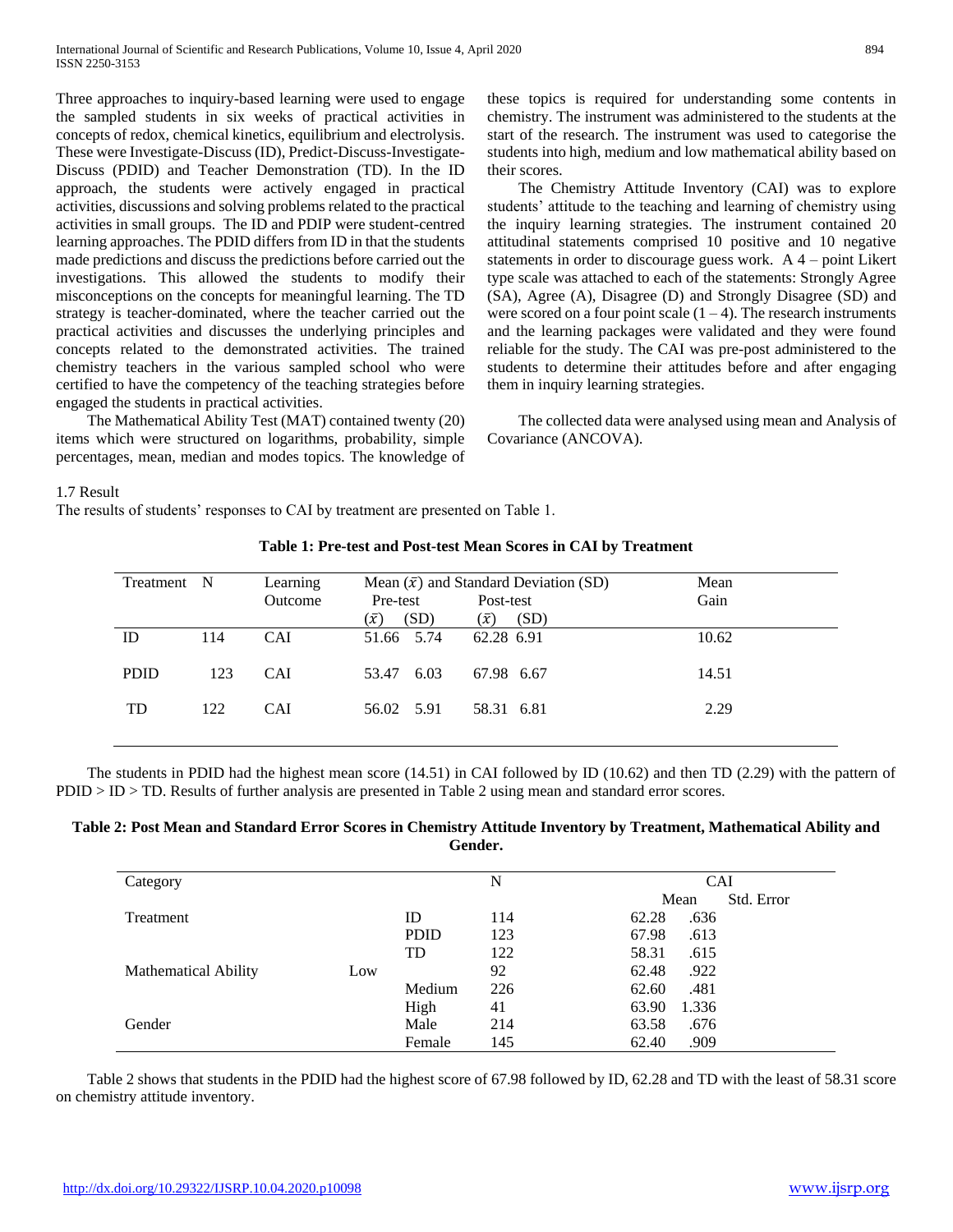Three approaches to inquiry-based learning were used to engage the sampled students in six weeks of practical activities in concepts of redox, chemical kinetics, equilibrium and electrolysis. These were Investigate-Discuss (ID), Predict-Discuss-Investigate-Discuss (PDID) and Teacher Demonstration (TD). In the ID approach, the students were actively engaged in practical activities, discussions and solving problems related to the practical activities in small groups. The ID and PDIP were student-centred learning approaches. The PDID differs from ID in that the students made predictions and discuss the predictions before carried out the investigations. This allowed the students to modify their misconceptions on the concepts for meaningful learning. The TD strategy is teacher-dominated, where the teacher carried out the practical activities and discusses the underlying principles and concepts related to the demonstrated activities. The trained chemistry teachers in the various sampled school who were certified to have the competency of the teaching strategies before engaged the students in practical activities.

The Mathematical Ability Test (MAT) contained twenty (20) items which were structured on logarithms, probability, simple percentages, mean, median and modes topics. The knowledge of these topics is required for understanding some contents in chemistry. The instrument was administered to the students at the start of the research. The instrument was used to categorise the students into high, medium and low mathematical ability based on their scores.

The Chemistry Attitude Inventory (CAI) was to explore students' attitude to the teaching and learning of chemistry using the inquiry learning strategies. The instrument contained 20 attitudinal statements comprised 10 positive and 10 negative statements in order to discourage guess work. A 4 – point Likert type scale was attached to each of the statements: Strongly Agree (SA), Agree (A), Disagree (D) and Strongly Disagree (SD) and were scored on a four point scale (1 – 4). The research instruments and the learning packages were validated and they were found reliable for the study. The CAI was pre-post administered to the students to determine their attitudes before and after engaging them in inquiry learning strategies.

The collected data were analysed using mean and Analysis of Covariance (ANCOVA).

### 1.7 Result

The results of students' responses to CAI by treatment are presented on Table 1.

**Table 1: Pre-test and Post-test Mean Scores in CAI by Treatment**

| Treatment | N | Learning Outcome | Pre-test ($\bar{x}$) | Pre-test (SD) | Post-test ($\bar{x}$) | Post-test (SD) | Mean Gain |
|---|---|---|---|---|---|---|---|
| ID | 114 | CAI | 51.66 | 5.74 | 62.28 | 6.91 | 10.62 |
| PDID | 123 | CAI | 53.47 | 6.03 | 67.98 | 6.67 | 14.51 |
| TD | 122 | CAI | 56.02 | 5.91 | 58.31 | 6.81 | 2.29 |

Note: the Pre-test and Post-test columns fall under the spanning header "Mean ($\bar{x}$) and Standard Deviation (SD)".

The students in PDID had the highest mean score (14.51) in CAI followed by ID (10.62) and then TD (2.29) with the pattern of PDID > ID > TD. Results of further analysis are presented in Table 2 using mean and standard error scores.

**Table 2: Post Mean and Standard Error Scores in Chemistry Attitude Inventory by Treatment, Mathematical Ability and Gender.**

| Category | | N | CAI Mean | CAI Std. Error |
|---|---|---|---|---|
| Treatment | ID | 114 | 62.28 | .636 |
| | PDID | 123 | 67.98 | .613 |
| | TD | 122 | 58.31 | .615 |
| Mathematical Ability | Low | 92 | 62.48 | .922 |
| | Medium | 226 | 62.60 | .481 |
| | High | 41 | 63.90 | 1.336 |
| Gender | Male | 214 | 63.58 | .676 |
| | Female | 145 | 62.40 | .909 |

Table 2 shows that students in the PDID had the highest score of 67.98 followed by ID, 62.28 and TD with the least of 58.31 score on chemistry attitude inventory.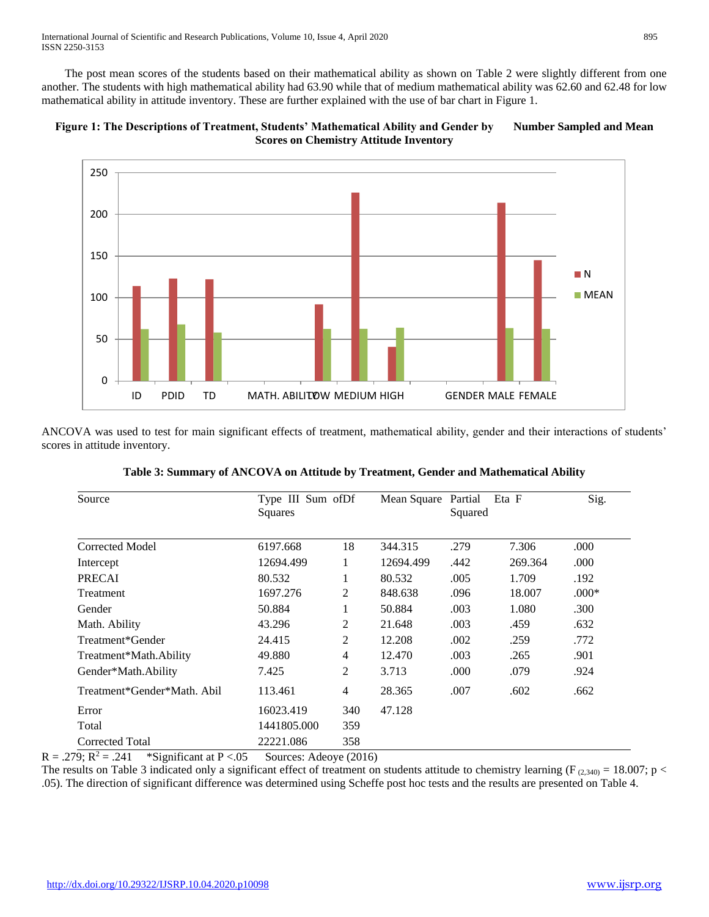The post mean scores of the students based on their mathematical ability as shown on Table 2 were slightly different from one another. The students with high mathematical ability had 63.90 while that of medium mathematical ability was 62.60 and 62.48 for low mathematical ability in attitude inventory. These are further explained with the use of bar chart in Figure 1.

**Figure 1: The Descriptions of Treatment, Students' Mathematical Ability and Gender by Number Sampled and Mean Scores on Chemistry Attitude Inventory**

ANCOVA was used to test for main significant effects of treatment, mathematical ability, gender and their interactions of students' scores in attitude inventory.

**Table 3: Summary of ANCOVA on Attitude by Treatment, Gender and Mathematical Ability**

| Source | Type III Sum of Squares | Df | Mean Square | Partial Eta Squared | F | Sig. |
|---|---|---|---|---|---|---|
| Corrected Model | 6197.668 | 18 | 344.315 | .279 | 7.306 | .000 |
| Intercept | 12694.499 | 1 | 12694.499 | .442 | 269.364 | .000 |
| PRECAI | 80.532 | 1 | 80.532 | .005 | 1.709 | .192 |
| Treatment | 1697.276 | 2 | 848.638 | .096 | 18.007 | .000* |
| Gender | 50.884 | 1 | 50.884 | .003 | 1.080 | .300 |
| Math. Ability | 43.296 | 2 | 21.648 | .003 | .459 | .632 |
| Treatment*Gender | 24.415 | 2 | 12.208 | .002 | .259 | .772 |
| Treatment*Math.Ability | 49.880 | 4 | 12.470 | .003 | .265 | .901 |
| Gender*Math.Ability | 7.425 | 2 | 3.713 | .000 | .079 | .924 |
| Treatment*Gender*Math. Abil | 113.461 | 4 | 28.365 | .007 | .602 | .662 |
| Error | 16023.419 | 340 | 47.128 | | | |
| Total | 1441805.000 | 359 | | | | |
| Corrected Total | 22221.086 | 358 | | | | |

$R = .279$; $R^2 = .241$ *Significant at $P < .05$ Sources: Adeoye (2016)

The results on Table 3 indicated only a significant effect of treatment on students attitude to chemistry learning ($F_{(2,340)} = 18.007$; $p < .05$). The direction of significant difference was determined using Scheffe post hoc tests and the results are presented on Table 4.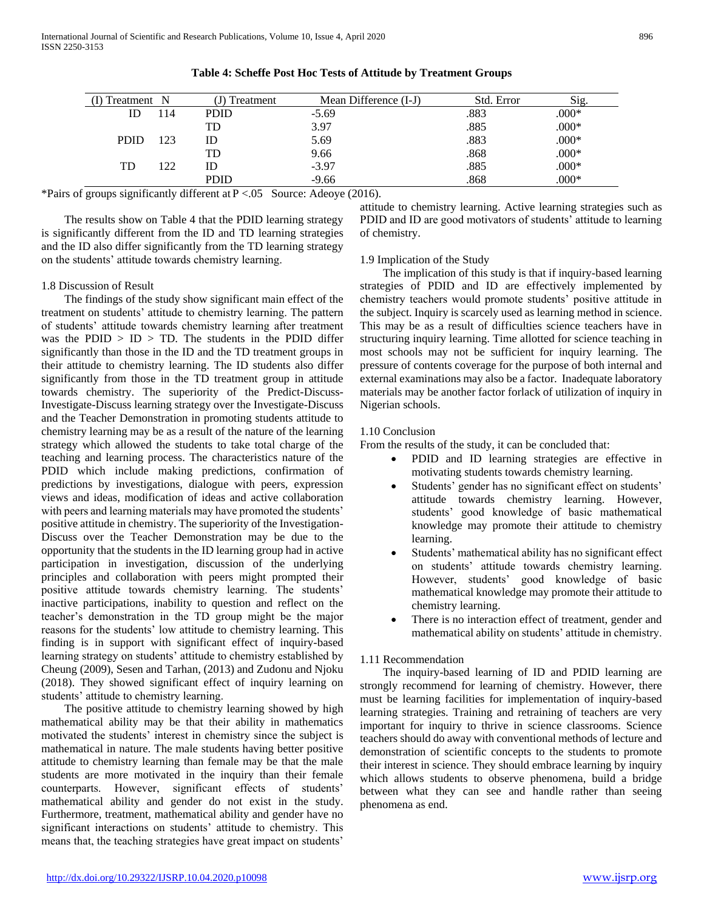**Table 4: Scheffe Post Hoc Tests of Attitude by Treatment Groups**

| (I) Treatment | N | (J) Treatment | Mean Difference (I-J) | Std. Error | Sig. |
|---|---|---|---|---|---|
| ID | 114 | PDID | -5.69 | .883 | .000* |
| | | TD | 3.97 | .885 | .000* |
| PDID | 123 | ID | 5.69 | .883 | .000* |
| | | TD | 9.66 | .868 | .000* |
| TD | 122 | ID | -3.97 | .885 | .000* |
| | | PDID | -9.66 | .868 | .000* |

*Pairs of groups significantly different at $P < .05$ Source: Adeoye (2016).

The results show on Table 4 that the PDID learning strategy is significantly different from the ID and TD learning strategies and the ID also differ significantly from the TD learning strategy on the students' attitude towards chemistry learning.

## 1.8 Discussion of Result

The findings of the study show significant main effect of the treatment on students' attitude to chemistry learning. The pattern of students' attitude towards chemistry learning after treatment was the PDID > ID > TD. The students in the PDID differ significantly than those in the ID and the TD treatment groups in their attitude to chemistry learning. The ID students also differ significantly from those in the TD treatment group in attitude towards chemistry. The superiority of the Predict-Discuss-Investigate-Discuss learning strategy over the Investigate-Discuss and the Teacher Demonstration in promoting students attitude to chemistry learning may be as a result of the nature of the learning strategy which allowed the students to take total charge of the teaching and learning process. The characteristics nature of the PDID which include making predictions, confirmation of predictions by investigations, dialogue with peers, expression views and ideas, modification of ideas and active collaboration with peers and learning materials may have promoted the students' positive attitude in chemistry. The superiority of the Investigation-Discuss over the Teacher Demonstration may be due to the opportunity that the students in the ID learning group had in active participation in investigation, discussion of the underlying principles and collaboration with peers might prompted their positive attitude towards chemistry learning. The students' inactive participations, inability to question and reflect on the teacher's demonstration in the TD group might be the major reasons for the students' low attitude to chemistry learning. This finding is in support with significant effect of inquiry-based learning strategy on students' attitude to chemistry established by Cheung (2009), Sesen and Tarhan, (2013) and Zudonu and Njoku (2018). They showed significant effect of inquiry learning on students' attitude to chemistry learning.

The positive attitude to chemistry learning showed by high mathematical ability may be that their ability in mathematics motivated the students' interest in chemistry since the subject is mathematical in nature. The male students having better positive attitude to chemistry learning than female may be that the male students are more motivated in the inquiry than their female counterparts. However, significant effects of students' mathematical ability and gender do not exist in the study. Furthermore, treatment, mathematical ability and gender have no significant interactions on students' attitude to chemistry. This means that, the teaching strategies have great impact on students' attitude to chemistry learning. Active learning strategies such as PDID and ID are good motivators of students' attitude to learning of chemistry.

## 1.9 Implication of the Study

The implication of this study is that if inquiry-based learning strategies of PDID and ID are effectively implemented by chemistry teachers would promote students' positive attitude in the subject. Inquiry is scarcely used as learning method in science. This may be as a result of difficulties science teachers have in structuring inquiry learning. Time allotted for science teaching in most schools may not be sufficient for inquiry learning. The pressure of contents coverage for the purpose of both internal and external examinations may also be a factor. Inadequate laboratory materials may be another factor forlack of utilization of inquiry in Nigerian schools.

## 1.10 Conclusion

From the results of the study, it can be concluded that:

- PDID and ID learning strategies are effective in motivating students towards chemistry learning.
- Students' gender has no significant effect on students' attitude towards chemistry learning. However, students' good knowledge of basic mathematical knowledge may promote their attitude to chemistry learning.
- Students' mathematical ability has no significant effect on students' attitude towards chemistry learning. However, students' good knowledge of basic mathematical knowledge may promote their attitude to chemistry learning.
- There is no interaction effect of treatment, gender and mathematical ability on students' attitude in chemistry.

## 1.11 Recommendation

The inquiry-based learning of ID and PDID learning are strongly recommend for learning of chemistry. However, there must be learning facilities for implementation of inquiry-based learning strategies. Training and retraining of teachers are very important for inquiry to thrive in science classrooms. Science teachers should do away with conventional methods of lecture and demonstration of scientific concepts to the students to promote their interest in science. They should embrace learning by inquiry which allows students to observe phenomena, build a bridge between what they can see and handle rather than seeing phenomena as end.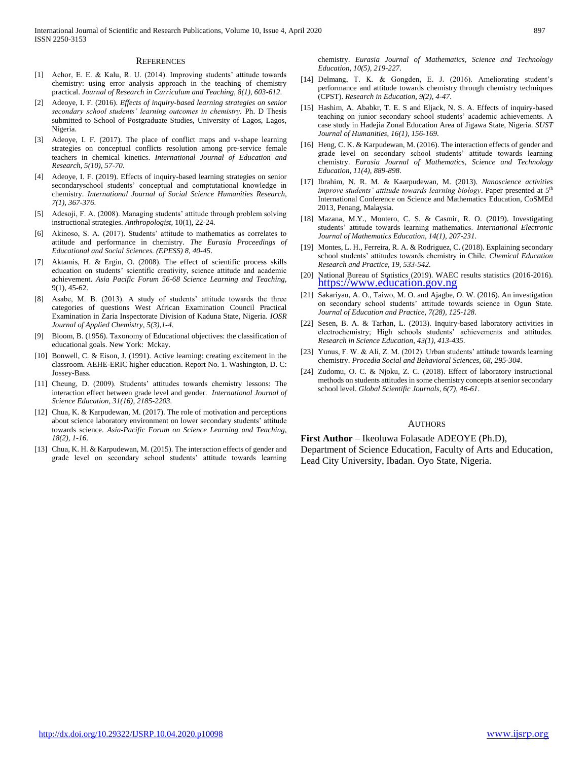## REFERENCES

[1] Achor, E. E. & Kalu, R. U. (2014). Improving students' attitude towards chemistry: using error analysis approach in the teaching of chemistry practical. *Journal of Research in Curriculum and Teaching, 8(1), 603-612*.

[2] Adeoye, I. F. (2016). *Effects of inquiry-based learning strategies on senior secondary school students' learning outcomes in chemistry.* Ph. D Thesis submitted to School of Postgraduate Studies, University of Lagos, Lagos, Nigeria.

[3] Adeoye, I. F. (2017). The place of conflict maps and v-shape learning strategies on conceptual conflicts resolution among pre-service female teachers in chemical kinetics. *International Journal of Education and Research, 5(10), 57-70*.

[4] Adeoye, I. F. (2019). Effects of inquiry-based learning strategies on senior secondaryschool students' conceptual and comptutational knowledge in chemistry. *International Journal of Social Science Humanities Research, 7(1), 367-376*.

[5] Adesoji, F. A. (2008). Managing students' attitude through problem solving instructional strategies. *Anthropologist,* 10(1), 22-24.

[6] Akinoso, S. A. (2017). Students' attitude to mathematics as correlates to attitude and performance in chemistry. *The Eurasia Proceedings of Educational and Social Sciences. (EPESS) 8, 40-45*.

[7] Aktamis, H. & Ergin, O. (2008). The effect of scientific process skills education on students' scientific creativity, science attitude and academic achievement. *Asia Pacific Forum 56-68 Science Learning and Teaching,* 9(1), 45-62.

[8] Asabe, M. B. (2013). A study of students' attitude towards the three categories of questions West African Examination Council Practical Examination in Zaria Inspectorate Division of Kaduna State, Nigeria. *IOSR Journal of Applied Chemistry, 5(3),1-4*.

[9] Bloom, B. (1956). Taxonomy of Educational objectives: the classification of educational goals. New York: Mckay.

[10] Bonwell, C. & Eison, J. (1991). Active learning: creating excitement in the classroom. AEHE-ERIC higher education. Report No. 1. Washington, D. C: Jossey-Bass.

[11] Cheung, D. (2009). Students' attitudes towards chemistry lessons: The interaction effect between grade level and gender. *International Journal of Science Education, 31(16), 2185-2203.*

[12] Chua, K. & Karpudewan, M. (2017). The role of motivation and perceptions about science laboratory environment on lower secondary students' attitude towards science. *Asia-Pacific Forum on Science Learning and Teaching, 18(2), 1-16.*

[13] Chua, K. H. & Karpudewan, M. (2015). The interaction effects of gender and grade level on secondary school students' attitude towards learning chemistry. *Eurasia Journal of Mathematics, Science and Technology Education, 10(5), 219-227.*

[14] Delmang, T. K. & Gongden, E. J. (2016). Ameliorating student's performance and attitude towards chemistry through chemistry techniques (CPST). *Research in Education, 9(2), 4-47*.

[15] Hashim, A. Ababkr, T. E. S and Eljack, N. S. A. Effects of inquiry-based teaching on junior secondary school students' academic achievements. A case study in Hadejia Zonal Education Area of Jigawa State, Nigeria. *SUST Journal of Humanities, 16(1), 156-169*.

[16] Heng, C. K. & Karpudewan, M. (2016). The interaction effects of gender and grade level on secondary school students' attitude towards learning chemistry. *Eurasia Journal of Mathematics, Science and Technology Education, 11(4), 889-898.*

[17] Ibrahim, N. R. M. & Kaarpudewan, M. (2013). *Nanoscience activities improve students' attitude towards learning biology*. Paper presented at 5th International Conference on Science and Mathematics Education, CoSMEd 2013, Penang, Malaysia.

[18] Mazana, M.Y., Montero, C. S. & Casmir, R. O. (2019). Investigating students' attitude towards learning mathematics. *International Electronic Journal of Mathematics Education, 14(1), 207-231.*

[19] Montes, L. H., Ferreira, R. A. & Rodriguez, C. (2018). Explaining secondary school students' attitudes towards chemistry in Chile. *Chemical Education Research and Practice, 19, 533-542*.

[20] National Bureau of Statistics (2019). WAEC results statistics (2016-2016). https://www.education.gov.ng

[21] Sakariyau, A. O., Taiwo, M. O. and Ajagbe, O. W. (2016). An investigation on secondary school students' attitude towards science in Ogun State. *Journal of Education and Practice, 7(28), 125-128*.

[22] Sesen, B. A. & Tarhan, L. (2013). Inquiry-based laboratory activities in electrochemistry; High schools students' achievements and attitudes. *Research in Science Education, 43(1), 413-435*.

[23] Yunus, F. W. & Ali, Z. M. (2012). Urban students' attitude towards learning chemistry. *Procedia Social and Behavioral Sciences, 68, 295-304*.

[24] Zudomu, O. C. & Njoku, Z. C. (2018). Effect of laboratory instructional methods on students attitudes in some chemistry concepts at senior secondary school level. *Global Scientific Journals, 6(7), 46-61*.

## AUTHORS

**First Author** – Ikeoluwa Folasade ADEOYE (Ph.D), Department of Science Education, Faculty of Arts and Education, Lead City University, Ibadan. Oyo State, Nigeria.